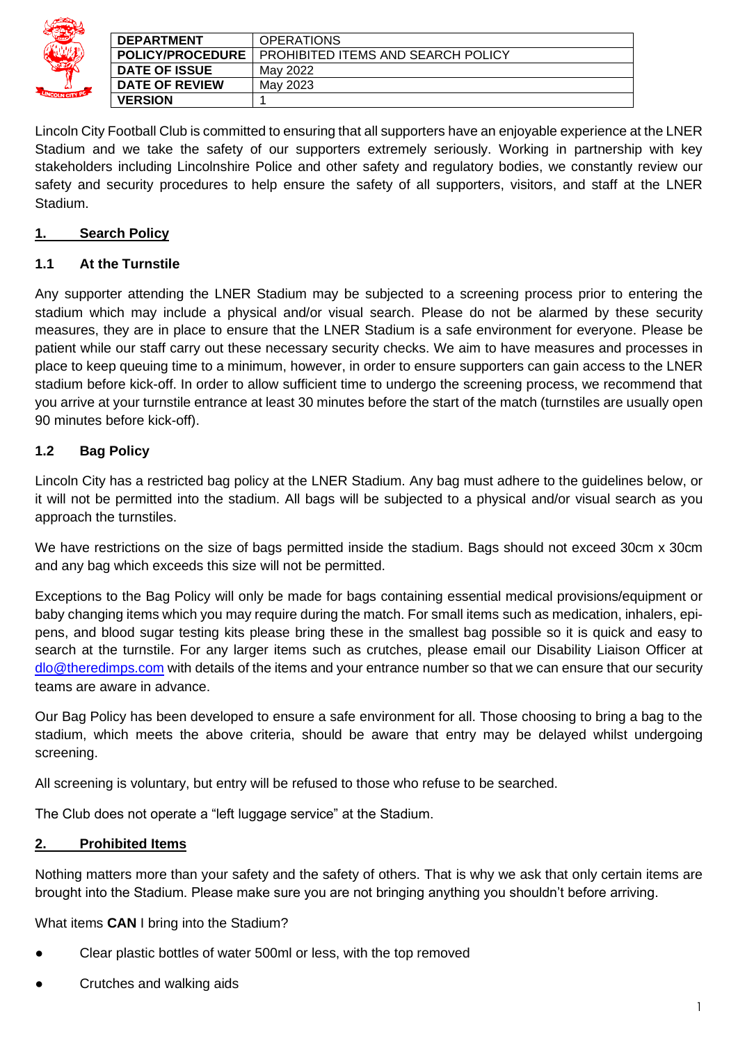| DEPARTMENT | OPERATIONS |
|---|---|
| POLICY/PROCEDURE | PROHIBITED ITEMS AND SEARCH POLICY |
| DATE OF ISSUE | May 2022 |
| DATE OF REVIEW | May 2023 |
| VERSION | 1 |

Lincoln City Football Club is committed to ensuring that all supporters have an enjoyable experience at the LNER Stadium and we take the safety of our supporters extremely seriously. Working in partnership with key stakeholders including Lincolnshire Police and other safety and regulatory bodies, we constantly review our safety and security procedures to help ensure the safety of all supporters, visitors, and staff at the LNER Stadium.

## 1. Search Policy

### 1.1 At the Turnstile

Any supporter attending the LNER Stadium may be subjected to a screening process prior to entering the stadium which may include a physical and/or visual search. Please do not be alarmed by these security measures, they are in place to ensure that the LNER Stadium is a safe environment for everyone. Please be patient while our staff carry out these necessary security checks. We aim to have measures and processes in place to keep queuing time to a minimum, however, in order to ensure supporters can gain access to the LNER stadium before kick-off. In order to allow sufficient time to undergo the screening process, we recommend that you arrive at your turnstile entrance at least 30 minutes before the start of the match (turnstiles are usually open 90 minutes before kick-off).

### 1.2 Bag Policy

Lincoln City has a restricted bag policy at the LNER Stadium. Any bag must adhere to the guidelines below, or it will not be permitted into the stadium. All bags will be subjected to a physical and/or visual search as you approach the turnstiles.

We have restrictions on the size of bags permitted inside the stadium. Bags should not exceed 30cm x 30cm and any bag which exceeds this size will not be permitted.

Exceptions to the Bag Policy will only be made for bags containing essential medical provisions/equipment or baby changing items which you may require during the match. For small items such as medication, inhalers, epi-pens, and blood sugar testing kits please bring these in the smallest bag possible so it is quick and easy to search at the turnstile. For any larger items such as crutches, please email our Disability Liaison Officer at dlo@theredimps.com with details of the items and your entrance number so that we can ensure that our security teams are aware in advance.

Our Bag Policy has been developed to ensure a safe environment for all. Those choosing to bring a bag to the stadium, which meets the above criteria, should be aware that entry may be delayed whilst undergoing screening.

All screening is voluntary, but entry will be refused to those who refuse to be searched.

The Club does not operate a "left luggage service" at the Stadium.

## 2. Prohibited Items

Nothing matters more than your safety and the safety of others. That is why we ask that only certain items are brought into the Stadium. Please make sure you are not bringing anything you shouldn't before arriving.

What items **CAN** I bring into the Stadium?

- Clear plastic bottles of water 500ml or less, with the top removed
- Crutches and walking aids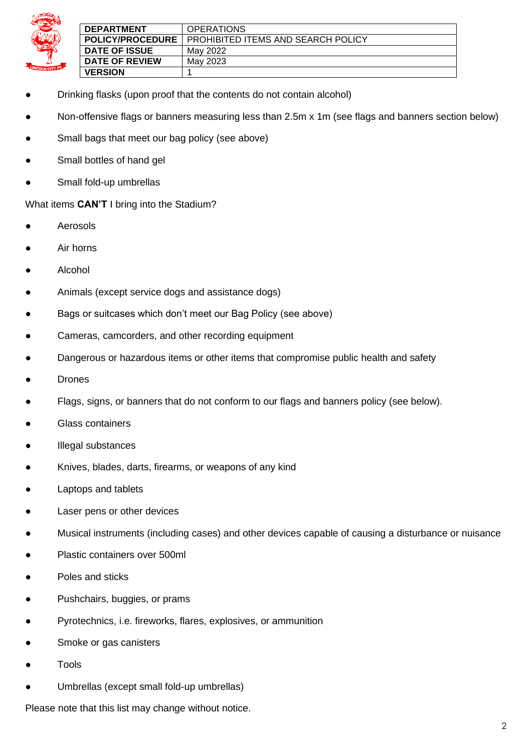| DEPARTMENT | OPERATIONS |
| --- | --- |
| POLICY/PROCEDURE | PROHIBITED ITEMS AND SEARCH POLICY |
| DATE OF ISSUE | May 2022 |
| DATE OF REVIEW | May 2023 |
| VERSION | 1 |

- Drinking flasks (upon proof that the contents do not contain alcohol)
- Non-offensive flags or banners measuring less than 2.5m x 1m (see flags and banners section below)
- Small bags that meet our bag policy (see above)
- Small bottles of hand gel
- Small fold-up umbrellas

What items **CAN'T** I bring into the Stadium?

- Aerosols
- Air horns
- Alcohol
- Animals (except service dogs and assistance dogs)
- Bags or suitcases which don't meet our Bag Policy (see above)
- Cameras, camcorders, and other recording equipment
- Dangerous or hazardous items or other items that compromise public health and safety
- Drones
- Flags, signs, or banners that do not conform to our flags and banners policy (see below).
- Glass containers
- Illegal substances
- Knives, blades, darts, firearms, or weapons of any kind
- Laptops and tablets
- Laser pens or other devices
- Musical instruments (including cases) and other devices capable of causing a disturbance or nuisance
- Plastic containers over 500ml
- Poles and sticks
- Pushchairs, buggies, or prams
- Pyrotechnics, i.e. fireworks, flares, explosives, or ammunition
- Smoke or gas canisters
- Tools
- Umbrellas (except small fold-up umbrellas)

Please note that this list may change without notice.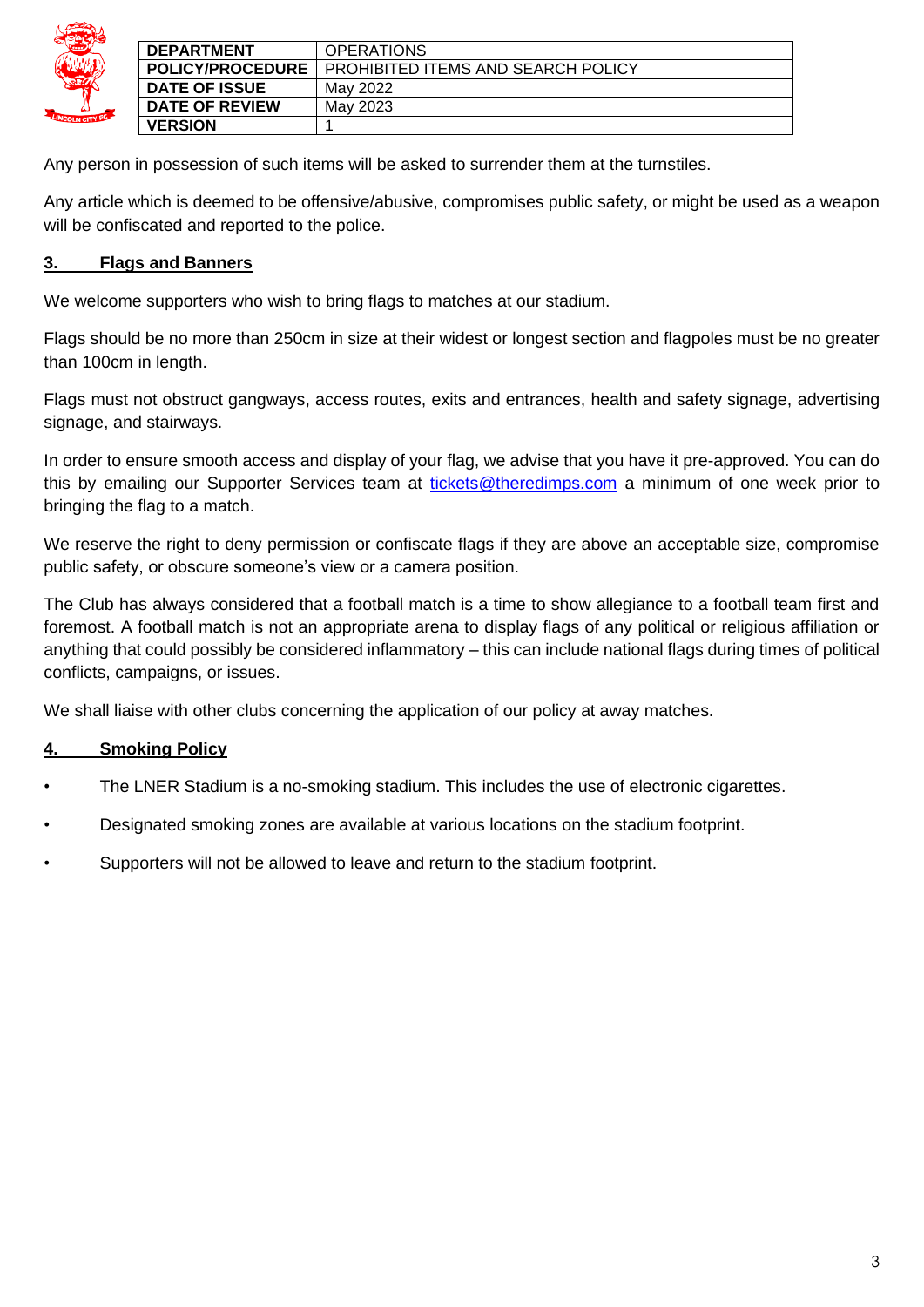| | |
|---|---|
| **DEPARTMENT** | OPERATIONS |
| **POLICY/PROCEDURE** | PROHIBITED ITEMS AND SEARCH POLICY |
| **DATE OF ISSUE** | May 2022 |
| **DATE OF REVIEW** | May 2023 |
| **VERSION** | 1 |

Any person in possession of such items will be asked to surrender them at the turnstiles.

Any article which is deemed to be offensive/abusive, compromises public safety, or might be used as a weapon will be confiscated and reported to the police.

## 3. Flags and Banners

We welcome supporters who wish to bring flags to matches at our stadium.

Flags should be no more than 250cm in size at their widest or longest section and flagpoles must be no greater than 100cm in length.

Flags must not obstruct gangways, access routes, exits and entrances, health and safety signage, advertising signage, and stairways.

In order to ensure smooth access and display of your flag, we advise that you have it pre-approved. You can do this by emailing our Supporter Services team at [tickets@theredimps.com](mailto:tickets@theredimps.com) a minimum of one week prior to bringing the flag to a match.

We reserve the right to deny permission or confiscate flags if they are above an acceptable size, compromise public safety, or obscure someone's view or a camera position.

The Club has always considered that a football match is a time to show allegiance to a football team first and foremost. A football match is not an appropriate arena to display flags of any political or religious affiliation or anything that could possibly be considered inflammatory – this can include national flags during times of political conflicts, campaigns, or issues.

We shall liaise with other clubs concerning the application of our policy at away matches.

## 4. Smoking Policy

- The LNER Stadium is a no-smoking stadium. This includes the use of electronic cigarettes.
- Designated smoking zones are available at various locations on the stadium footprint.
- Supporters will not be allowed to leave and return to the stadium footprint.